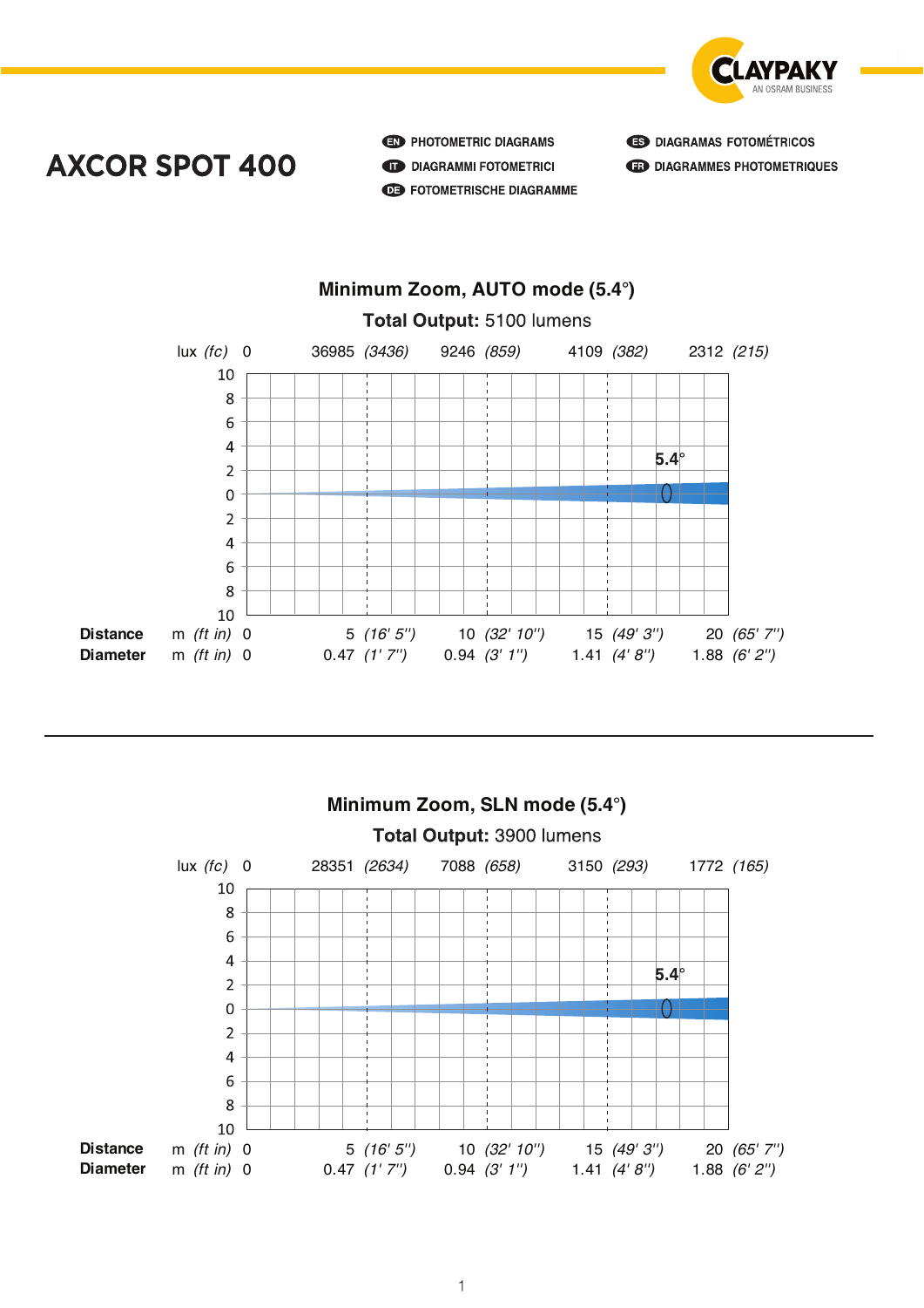# AXCOR SPOT 400

- EN PHOTOMETRIC DIAGRAMS
- IT DIAGRAMMI FOTOMETRICI
- DE FOTOMETRISCHE DIAGRAMME
- ES DIAGRAMAS FOTOMÉTRICOS
- FR DIAGRAMMES PHOTOMETRIQUES

## Minimum Zoom, AUTO mode (5.4°)

**Total Output:** 5100 lumens

| | | | | | |
|---|---|---|---|---|---|
| lux *(fc)* | 0 | 36985 *(3436)* | 9246 *(859)* | 4109 *(382)* | 2312 *(215)* |
| **Distance** m *(ft in)* | 0 | 5 *(16' 5'')* | 10 *(32' 10'')* | 15 *(49' 3'')* | 20 *(65' 7'')* |
| **Diameter** m *(ft in)* | 0 | 0.47 *(1' 7'')* | 0.94 *(3' 1'')* | 1.41 *(4' 8'')* | 1.88 *(6' 2'')* |

## Minimum Zoom, SLN mode (5.4°)

**Total Output:** 3900 lumens

| | | | | | |
|---|---|---|---|---|---|
| lux *(fc)* | 0 | 28351 *(2634)* | 7088 *(658)* | 3150 *(293)* | 1772 *(165)* |
| **Distance** m *(ft in)* | 0 | 5 *(16' 5'')* | 10 *(32' 10'')* | 15 *(49' 3'')* | 20 *(65' 7'')* |
| **Diameter** m *(ft in)* | 0 | 0.47 *(1' 7'')* | 0.94 *(3' 1'')* | 1.41 *(4' 8'')* | 1.88 *(6' 2'')* |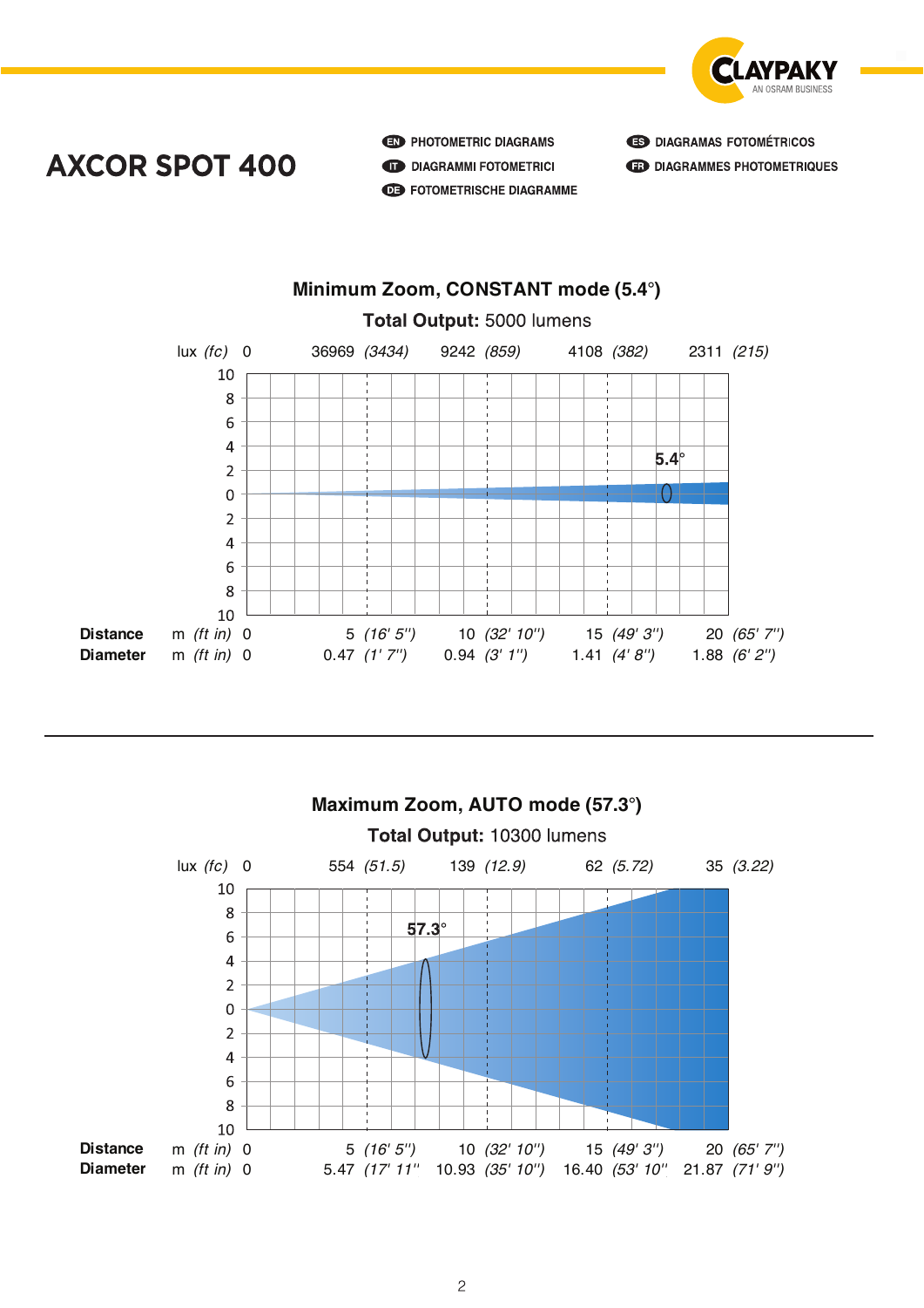# AXCOR SPOT 400

- EN PHOTOMETRIC DIAGRAMS
- IT DIAGRAMMI FOTOMETRICI
- DE FOTOMETRISCHE DIAGRAMME
- ES DIAGRAMAS FOTOMÉTRICOS
- FR DIAGRAMMES PHOTOMETRIQUES

## Minimum Zoom, CONSTANT mode (5.4°)

**Total Output:** 5000 lumens

| | | 0 | 5 | 10 | 15 | 20 |
|---|---|---|---|---|---|---|
| lux *(fc)* | | 0 | 36969 *(3434)* | 9242 *(859)* | 4108 *(382)* | 2311 *(215)* |
| **Distance** | m *(ft in)* | 0 | 5 *(16' 5'')* | 10 *(32' 10'')* | 15 *(49' 3'')* | 20 *(65' 7'')* |
| **Diameter** | m *(ft in)* | 0 | 0.47 *(1' 7'')* | 0.94 *(3' 1'')* | 1.41 *(4' 8'')* | 1.88 *(6' 2'')* |

## Maximum Zoom, AUTO mode (57.3°)

**Total Output:** 10300 lumens

| | | 0 | 5 | 10 | 15 | 20 |
|---|---|---|---|---|---|---|
| lux *(fc)* | | 0 | 554 *(51.5)* | 139 *(12.9)* | 62 *(5.72)* | 35 *(3.22)* |
| **Distance** | m *(ft in)* | 0 | 5 *(16' 5'')* | 10 *(32' 10'')* | 15 *(49' 3'')* | 20 *(65' 7'')* |
| **Diameter** | m *(ft in)* | 0 | 5.47 *(17' 11'')* | 10.93 *(35' 10'')* | 16.40 *(53' 10'')* | 21.87 *(71' 9'')* |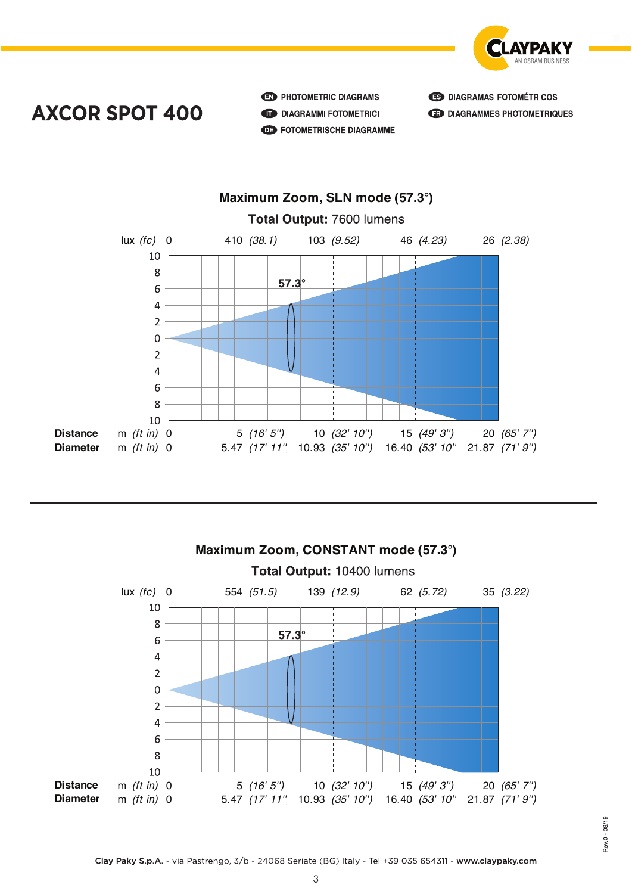# AXCOR SPOT 400

EN PHOTOMETRIC DIAGRAMS
IT DIAGRAMMI FOTOMETRICI
DE FOTOMETRISCHE DIAGRAMME
ES DIAGRAMAS FOTOMÉTRICOS
FR DIAGRAMMES PHOTOMETRIQUES

## Maximum Zoom, SLN mode (57.3°)

**Total Output:** 7600 lumens

lux *(fc)* 0 410 *(38.1)* 103 *(9.52)* 46 *(4.23)* 26 *(2.38)*

10 8 6 4 2 0 2 4 6 8 10

57.3°

**Distance** m *(ft in)* 0 5 *(16' 5")* 10 *(32' 10")* 15 *(49' 3")* 20 *(65' 7")*

**Diameter** m *(ft in)* 0 5.47 *(17' 11"* 10.93 *(35' 10")* 16.40 *(53' 10"* 21.87 *(71' 9")*

---

## Maximum Zoom, CONSTANT mode (57.3°)

**Total Output:** 10400 lumens

lux *(fc)* 0 554 *(51.5)* 139 *(12.9)* 62 *(5.72)* 35 *(3.22)*

10 8 6 4 2 0 2 4 6 8 10

57.3°

**Distance** m *(ft in)* 0 5 *(16' 5")* 10 *(32' 10")* 15 *(49' 3")* 20 *(65' 7")*

**Diameter** m *(ft in)* 0 5.47 *(17' 11"* 10.93 *(35' 10")* 16.40 *(53' 10"* 21.87 *(71' 9")*

Rev.0 - 08/19

**Clay Paky S.p.A.** - via Pastrengo, 3/b - 24068 Seriate (BG) Italy - Tel +39 035 654311 - **www.claypaky.com**